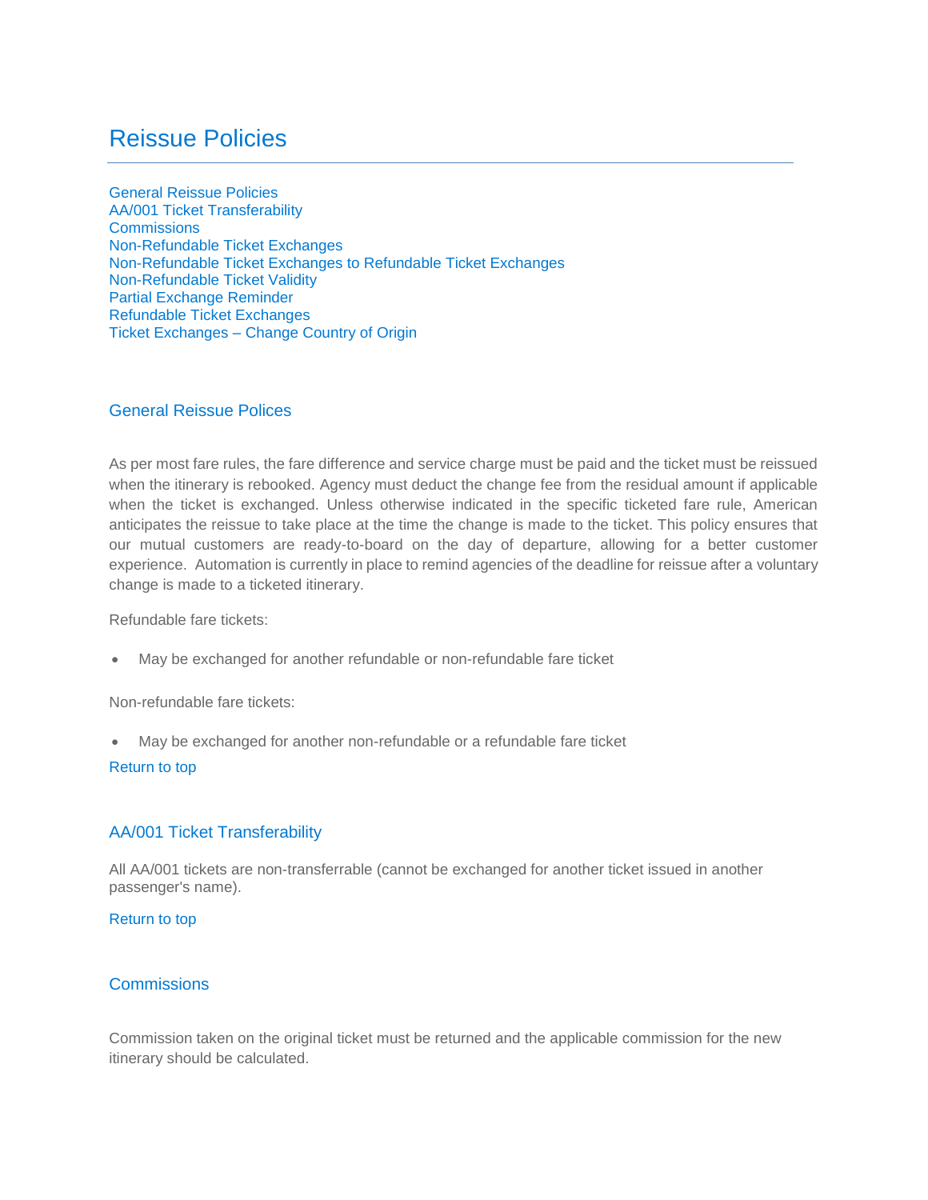# Reissue Policies

General Reissue Policies
AA/001 Ticket Transferability
Commissions
Non-Refundable Ticket Exchanges
Non-Refundable Ticket Exchanges to Refundable Ticket Exchanges
Non-Refundable Ticket Validity
Partial Exchange Reminder
Refundable Ticket Exchanges
Ticket Exchanges – Change Country of Origin

## General Reissue Polices

As per most fare rules, the fare difference and service charge must be paid and the ticket must be reissued when the itinerary is rebooked. Agency must deduct the change fee from the residual amount if applicable when the ticket is exchanged. Unless otherwise indicated in the specific ticketed fare rule, American anticipates the reissue to take place at the time the change is made to the ticket. This policy ensures that our mutual customers are ready-to-board on the day of departure, allowing for a better customer experience. Automation is currently in place to remind agencies of the deadline for reissue after a voluntary change is made to a ticketed itinerary.

Refundable fare tickets:

- May be exchanged for another refundable or non-refundable fare ticket

Non-refundable fare tickets:

- May be exchanged for another non-refundable or a refundable fare ticket

Return to top

## AA/001 Ticket Transferability

All AA/001 tickets are non-transferrable (cannot be exchanged for another ticket issued in another passenger's name).

Return to top

## Commissions

Commission taken on the original ticket must be returned and the applicable commission for the new itinerary should be calculated.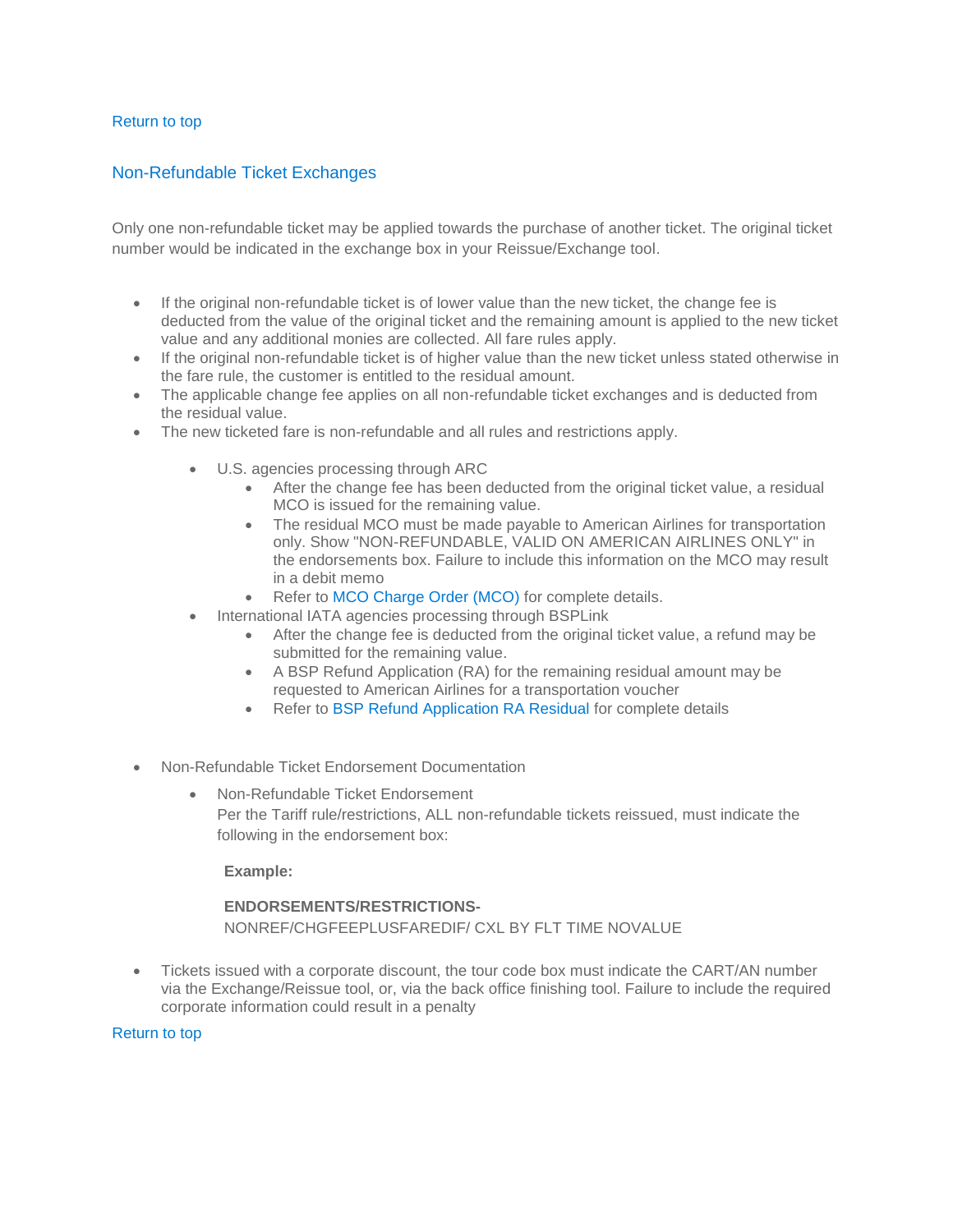Return to top

## Non-Refundable Ticket Exchanges

Only one non-refundable ticket may be applied towards the purchase of another ticket. The original ticket number would be indicated in the exchange box in your Reissue/Exchange tool.

- If the original non-refundable ticket is of lower value than the new ticket, the change fee is deducted from the value of the original ticket and the remaining amount is applied to the new ticket value and any additional monies are collected. All fare rules apply.
- If the original non-refundable ticket is of higher value than the new ticket unless stated otherwise in the fare rule, the customer is entitled to the residual amount.
- The applicable change fee applies on all non-refundable ticket exchanges and is deducted from the residual value.
- The new ticketed fare is non-refundable and all rules and restrictions apply.
  - U.S. agencies processing through ARC
    - After the change fee has been deducted from the original ticket value, a residual MCO is issued for the remaining value.
    - The residual MCO must be made payable to American Airlines for transportation only. Show "NON-REFUNDABLE, VALID ON AMERICAN AIRLINES ONLY" in the endorsements box. Failure to include this information on the MCO may result in a debit memo
    - Refer to MCO Charge Order (MCO) for complete details.
  - International IATA agencies processing through BSPLink
    - After the change fee is deducted from the original ticket value, a refund may be submitted for the remaining value.
    - A BSP Refund Application (RA) for the remaining residual amount may be requested to American Airlines for a transportation voucher
    - Refer to BSP Refund Application RA Residual for complete details

- Non-Refundable Ticket Endorsement Documentation
  - Non-Refundable Ticket Endorsement
    Per the Tariff rule/restrictions, ALL non-refundable tickets reissued, must indicate the following in the endorsement box:

    **Example:**

    **ENDORSEMENTS/RESTRICTIONS-**
    NONREF/CHGFEEPLUSFAREDIF/ CXL BY FLT TIME NOVALUE

- Tickets issued with a corporate discount, the tour code box must indicate the CART/AN number via the Exchange/Reissue tool, or, via the back office finishing tool. Failure to include the required corporate information could result in a penalty

Return to top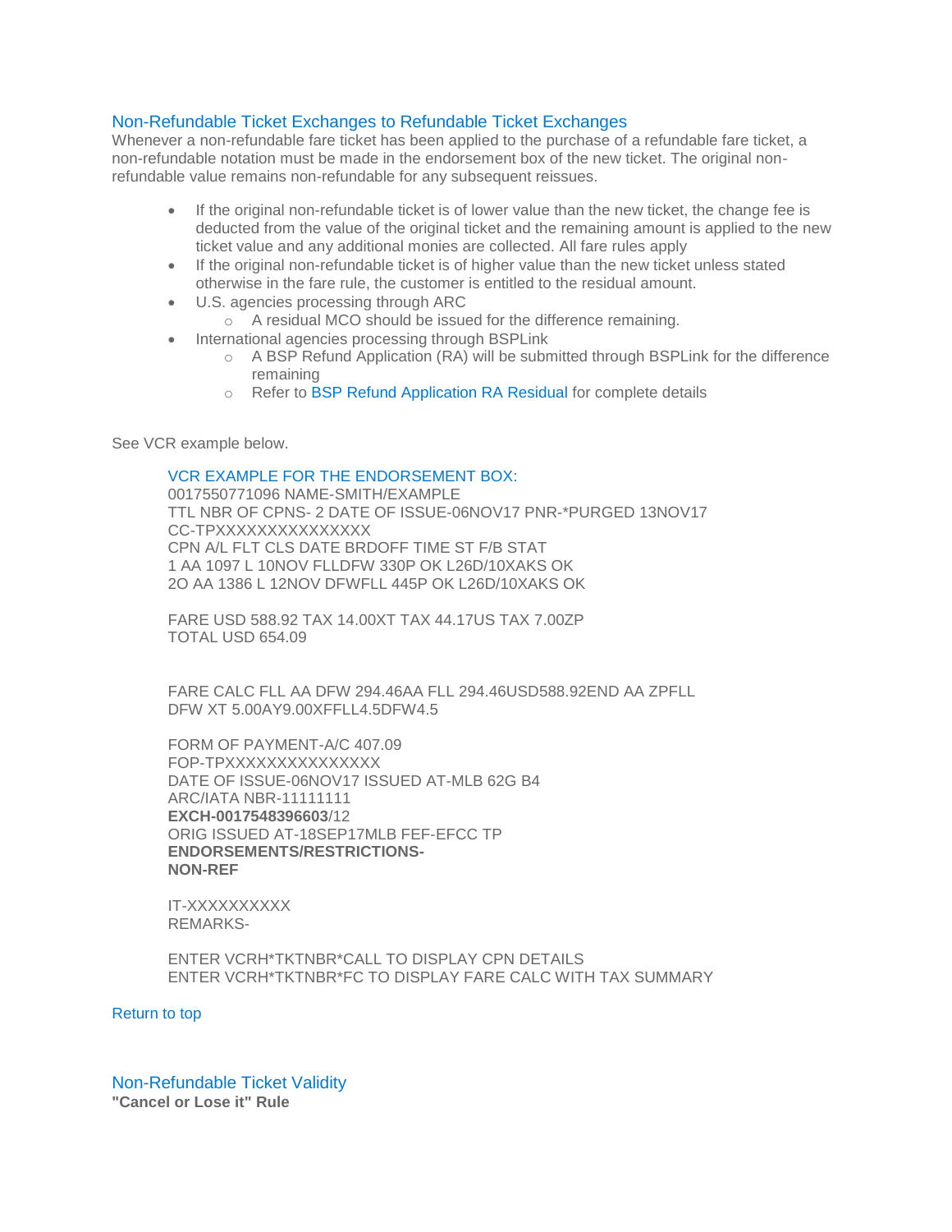## Non-Refundable Ticket Exchanges to Refundable Ticket Exchanges

Whenever a non-refundable fare ticket has been applied to the purchase of a refundable fare ticket, a non-refundable notation must be made in the endorsement box of the new ticket. The original non-refundable value remains non-refundable for any subsequent reissues.

- If the original non-refundable ticket is of lower value than the new ticket, the change fee is deducted from the value of the original ticket and the remaining amount is applied to the new ticket value and any additional monies are collected. All fare rules apply
- If the original non-refundable ticket is of higher value than the new ticket unless stated otherwise in the fare rule, the customer is entitled to the residual amount.
- U.S. agencies processing through ARC
  - A residual MCO should be issued for the difference remaining.
- International agencies processing through BSPLink
  - A BSP Refund Application (RA) will be submitted through BSPLink for the difference remaining
  - Refer to BSP Refund Application RA Residual for complete details

See VCR example below.

VCR EXAMPLE FOR THE ENDORSEMENT BOX:

```
0017550771096 NAME-SMITH/EXAMPLE
TTL NBR OF CPNS- 2 DATE OF ISSUE-06NOV17 PNR-*PURGED 13NOV17
CC-TPXXXXXXXXXXXXXXX
CPN A/L FLT CLS DATE BRDOFF TIME ST F/B STAT
1 AA 1097 L 10NOV FLLDFW 330P OK L26D/10XAKS OK
2O AA 1386 L 12NOV DFWFLL 445P OK L26D/10XAKS OK

FARE USD 588.92 TAX 14.00XT TAX 44.17US TAX 7.00ZP
TOTAL USD 654.09


FARE CALC FLL AA DFW 294.46AA FLL 294.46USD588.92END AA ZPFLL
DFW XT 5.00AY9.00XFFLL4.5DFW4.5

FORM OF PAYMENT-A/C 407.09
FOP-TPXXXXXXXXXXXXXXX
DATE OF ISSUE-06NOV17 ISSUED AT-MLB 62G B4
ARC/IATA NBR-11111111
EXCH-0017548396603/12
ORIG ISSUED AT-18SEP17MLB FEF-EFCC TP
ENDORSEMENTS/RESTRICTIONS-
NON-REF

IT-XXXXXXXXXX
REMARKS-

ENTER VCRH*TKTNBR*CALL TO DISPLAY CPN DETAILS
ENTER VCRH*TKTNBR*FC TO DISPLAY FARE CALC WITH TAX SUMMARY
```

Return to top

## Non-Refundable Ticket Validity

**"Cancel or Lose it" Rule**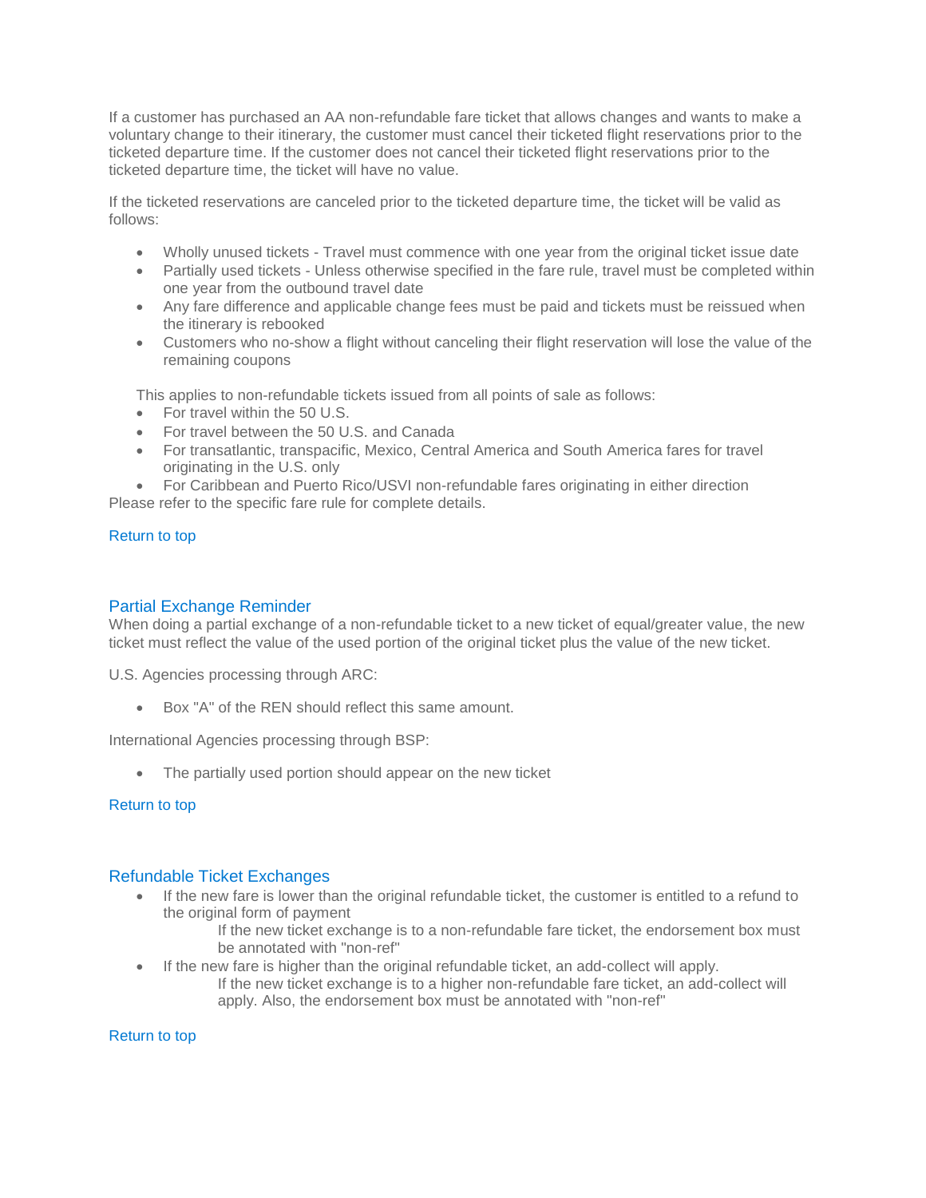If a customer has purchased an AA non-refundable fare ticket that allows changes and wants to make a voluntary change to their itinerary, the customer must cancel their ticketed flight reservations prior to the ticketed departure time. If the customer does not cancel their ticketed flight reservations prior to the ticketed departure time, the ticket will have no value.

If the ticketed reservations are canceled prior to the ticketed departure time, the ticket will be valid as follows:

- Wholly unused tickets - Travel must commence with one year from the original ticket issue date
- Partially used tickets - Unless otherwise specified in the fare rule, travel must be completed within one year from the outbound travel date
- Any fare difference and applicable change fees must be paid and tickets must be reissued when the itinerary is rebooked
- Customers who no-show a flight without canceling their flight reservation will lose the value of the remaining coupons

This applies to non-refundable tickets issued from all points of sale as follows:

- For travel within the 50 U.S.
- For travel between the 50 U.S. and Canada
- For transatlantic, transpacific, Mexico, Central America and South America fares for travel originating in the U.S. only
- For Caribbean and Puerto Rico/USVI non-refundable fares originating in either direction

Please refer to the specific fare rule for complete details.

Return to top

## Partial Exchange Reminder

When doing a partial exchange of a non-refundable ticket to a new ticket of equal/greater value, the new ticket must reflect the value of the used portion of the original ticket plus the value of the new ticket.

U.S. Agencies processing through ARC:

- Box "A" of the REN should reflect this same amount.

International Agencies processing through BSP:

- The partially used portion should appear on the new ticket

Return to top

## Refundable Ticket Exchanges

- If the new fare is lower than the original refundable ticket, the customer is entitled to a refund to the original form of payment
  - If the new ticket exchange is to a non-refundable fare ticket, the endorsement box must be annotated with "non-ref"
- If the new fare is higher than the original refundable ticket, an add-collect will apply.
  - If the new ticket exchange is to a higher non-refundable fare ticket, an add-collect will apply. Also, the endorsement box must be annotated with "non-ref"

Return to top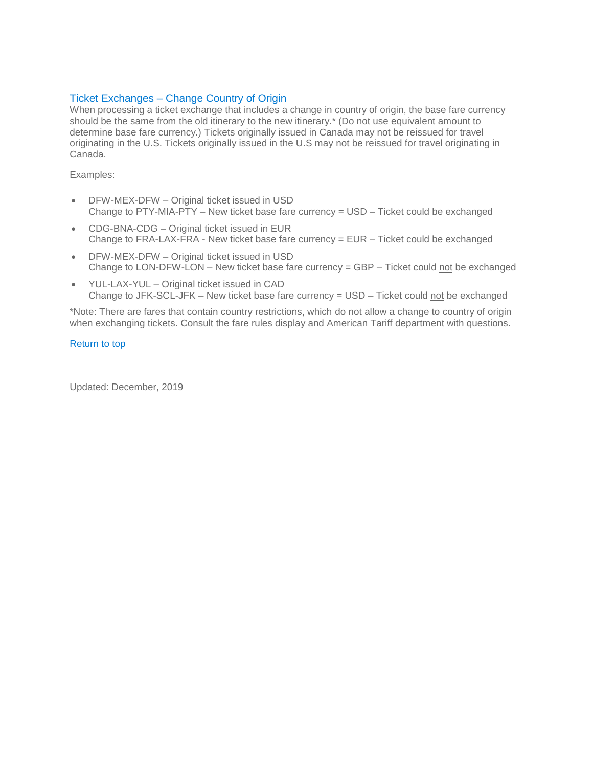## Ticket Exchanges – Change Country of Origin

When processing a ticket exchange that includes a change in country of origin, the base fare currency should be the same from the old itinerary to the new itinerary.* (Do not use equivalent amount to determine base fare currency.) Tickets originally issued in Canada may not be reissued for travel originating in the U.S. Tickets originally issued in the U.S may not be reissued for travel originating in Canada.

Examples:

- DFW-MEX-DFW – Original ticket issued in USD
  Change to PTY-MIA-PTY – New ticket base fare currency = USD – Ticket could be exchanged
- CDG-BNA-CDG – Original ticket issued in EUR
  Change to FRA-LAX-FRA - New ticket base fare currency = EUR – Ticket could be exchanged
- DFW-MEX-DFW – Original ticket issued in USD
  Change to LON-DFW-LON – New ticket base fare currency = GBP – Ticket could not be exchanged
- YUL-LAX-YUL – Original ticket issued in CAD
  Change to JFK-SCL-JFK – New ticket base fare currency = USD – Ticket could not be exchanged

*Note: There are fares that contain country restrictions, which do not allow a change to country of origin when exchanging tickets. Consult the fare rules display and American Tariff department with questions.

Return to top

Updated: December, 2019